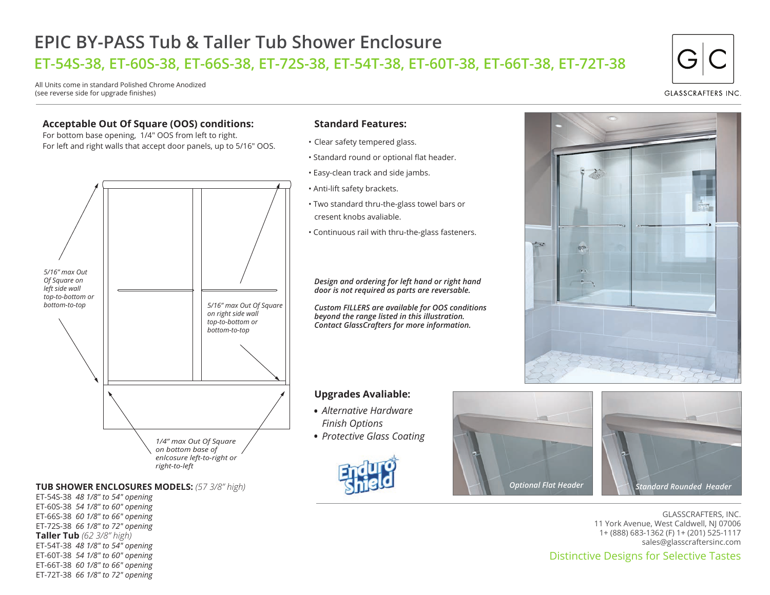# EPIC BY-PASS Tub & Taller Tub Shower Enclosure

## ET-54S-38, ET-60S-38, ET-66S-38, ET-72S-38, ET-54T-38, ET-60T-38, ET-66T-38, ET-72T-38

All Units come in standard Polished Chrome Anodized
(see reverse side for upgrade finishes)

GLASSCRAFTERS INC.

### Acceptable Out Of Square (OOS) conditions:

For bottom base opening, 1/4" OOS from left to right.
For left and right walls that accept door panels, up to 5/16" OOS.

*5/16" max Out Of Square on left side wall top-to-bottom or bottom-to-top*

*5/16" max Out Of Square on right side wall top-to-bottom or bottom-to-top*

*1/4" max Out Of Square on bottom base of enlcosure left-to-right or right-to-left*

**TUB SHOWER ENCLOSURES MODELS:** *(57 3/8" high)*

ET-54S-38 *48 1/8" to 54" opening*
ET-60S-38 *54 1/8" to 60" opening*
ET-66S-38 *60 1/8" to 66" opening*
ET-72S-38 *66 1/8" to 72" opening*

**Taller Tub** *(62 3/8" high)*

ET-54T-38 *48 1/8" to 54" opening*
ET-60T-38 *54 1/8" to 60" opening*
ET-66T-38 *60 1/8" to 66" opening*
ET-72T-38 *66 1/8" to 72" opening*

### Standard Features:

- Clear safety tempered glass.
- Standard round or optional flat header.
- Easy-clean track and side jambs.
- Anti-lift safety brackets.
- Two standard thru-the-glass towel bars or cresent knobs avaliable.
- Continuous rail with thru-the-glass fasteners.

***Design and ordering for left hand or right hand door is not required as parts are reversable.***

***Custom FILLERS are available for OOS conditions beyond the range listed in this illustration. Contact GlassCrafters for more information.***

### Upgrades Avaliable:

- *Alternative Hardware Finish Options*
- *Protective Glass Coating*

*Optional Flat Header*

*Standard Rounded Header*

GLASSCRAFTERS, INC.
11 York Avenue, West Caldwell, NJ 07006
1+ (888) 683-1362 (F) 1+ (201) 525-1117
sales@glasscraftersinc.com

Distinctive Designs for Selective Tastes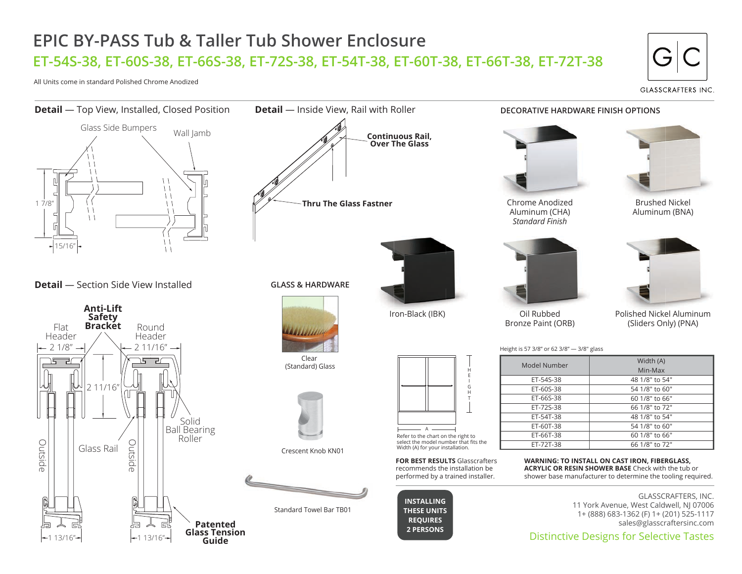# EPIC BY-PASS Tub & Taller Tub Shower Enclosure

## ET-54S-38, ET-60S-38, ET-66S-38, ET-72S-38, ET-54T-38, ET-60T-38, ET-66T-38, ET-72T-38

All Units come in standard Polished Chrome Anodized

GLASSCRAFTERS INC.

**Detail** — Top View, Installed, Closed Position

Glass Side Bumpers

Wall Jamb

1 7/8"

15/16"

**Detail** — Inside View, Rail with Roller

**Continuous Rail, Over The Glass**

**Thru The Glass Fastner**

**DECORATIVE HARDWARE FINISH OPTIONS**

Chrome Anodized Aluminum (CHA)
*Standard Finish*

Brushed Nickel Aluminum (BNA)

Iron-Black (IBK)

Oil Rubbed Bronze Paint (ORB)

Polished Nickel Aluminum (Sliders Only) (PNA)

**Detail** — Section Side View Installed

Flat Header 2 1/8"

**Anti-Lift Safety Bracket**

Round Header 2 11/16"

2 11/16"

Solid Ball Bearing Roller

Glass Rail

Outside

Outside

**Patented Glass Tension Guide**

1 13/16"

1 13/16"

**GLASS & HARDWARE**

Clear (Standard) Glass

Crescent Knob KN01

Standard Towel Bar TB01

HEIGHT

A

Refer to the chart on the right to select the model number that fits the Width (A) for your installation.

Height is 57 3/8" or 62 3/8" — 3/8" glass

| Model Number | Width (A) Min-Max |
|---|---|
| ET-54S-38 | 48 1/8" to 54" |
| ET-60S-38 | 54 1/8" to 60" |
| ET-66S-38 | 60 1/8" to 66" |
| ET-72S-38 | 66 1/8" to 72" |
| ET-54T-38 | 48 1/8" to 54" |
| ET-60T-38 | 54 1/8" to 60" |
| ET-66T-38 | 60 1/8" to 66" |
| ET-72T-38 | 66 1/8" to 72" |

**FOR BEST RESULTS** Glasscrafters recommends the installation be performed by a trained installer.

**WARNING: TO INSTALL ON CAST IRON, FIBERGLASS, ACRYLIC OR RESIN SHOWER BASE** Check with the tub or shower base manufacturer to determine the tooling required.

**INSTALLING THESE UNITS REQUIRES 2 PERSONS**

GLASSCRAFTERS, INC.
11 York Avenue, West Caldwell, NJ 07006
1+ (888) 683-1362 (F) 1+ (201) 525-1117
sales@glasscraftersinc.com

Distinctive Designs for Selective Tastes